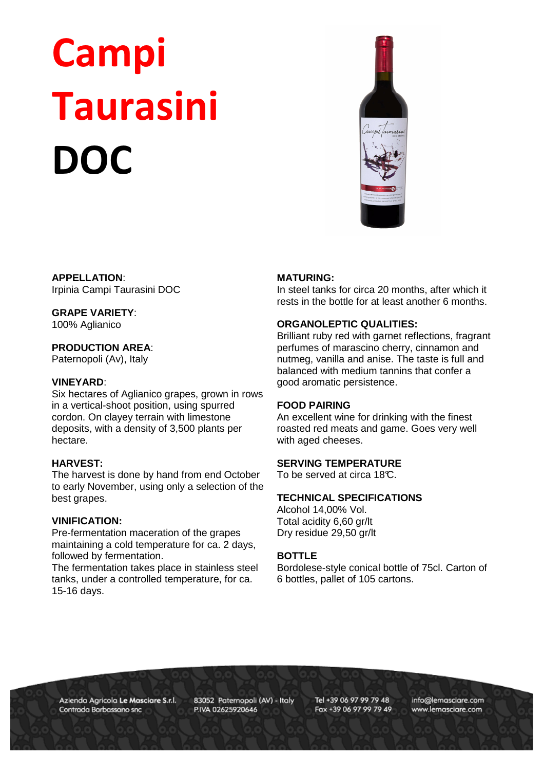# Campi Taurasini DOC

**APPELLATION**:
Irpinia Campi Taurasini DOC

**GRAPE VARIETY**:
100% Aglianico

**PRODUCTION AREA**:
Paternopoli (Av), Italy

**VINEYARD**:
Six hectares of Aglianico grapes, grown in rows in a vertical-shoot position, using spurred cordon. On clayey terrain with limestone deposits, with a density of 3,500 plants per hectare.

**HARVEST:**
The harvest is done by hand from end October to early November, using only a selection of the best grapes.

**VINIFICATION:**
Pre-fermentation maceration of the grapes maintaining a cold temperature for ca. 2 days, followed by fermentation.
The fermentation takes place in stainless steel tanks, under a controlled temperature, for ca. 15-16 days.

**MATURING:**
In steel tanks for circa 20 months, after which it rests in the bottle for at least another 6 months.

**ORGANOLEPTIC QUALITIES:**
Brilliant ruby red with garnet reflections, fragrant perfumes of marascino cherry, cinnamon and nutmeg, vanilla and anise. The taste is full and balanced with medium tannins that confer a good aromatic persistence.

**FOOD PAIRING**
An excellent wine for drinking with the finest roasted red meats and game. Goes very well with aged cheeses.

**SERVING TEMPERATURE**
To be served at circa 18℃.

**TECHNICAL SPECIFICATIONS**
Alcohol 14,00% Vol.
Total acidity 6,60 gr/lt
Dry residue 29,50 gr/lt

**BOTTLE**
Bordolese-style conical bottle of 75cl. Carton of 6 bottles, pallet of 105 cartons.

Azienda Agricola **Le Masciare S.r.l.**
Contrada Barbassano snc
83052 Paternopoli (AV) - Italy
P.IVA 02625920646
Tel +39 06 97 99 79 48
Fax +39 06 97 99 79 49
info@lemasciare.com
www.lemasciare.com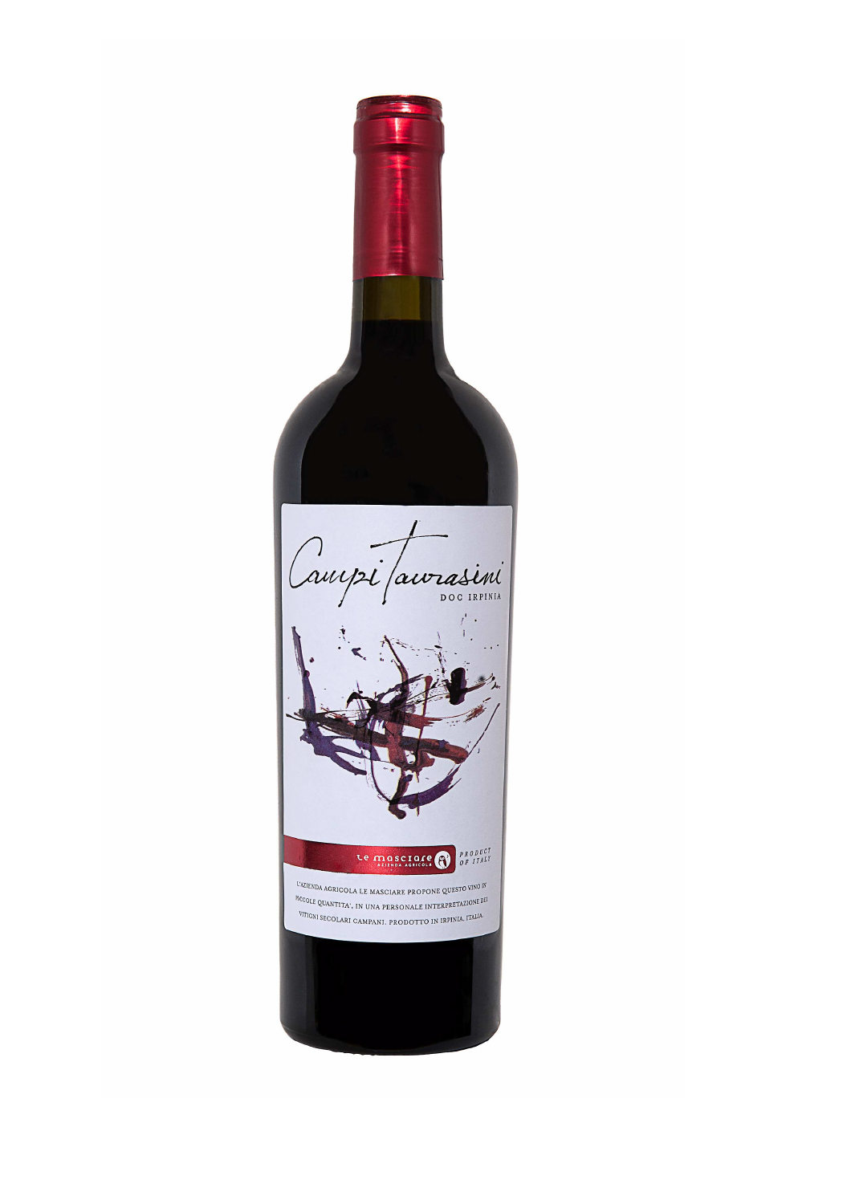Campi Taurasini

DOC IRPINIA

le masciare
AZIENDA AGRICOLA

PRODUCT OF ITALY

L'AZIENDA AGRICOLA LE MASCIARE PROPONE QUESTO VINO IN PICCOLE QUANTITA', IN UNA PERSONALE INTERPRETAZIONE DEI VITIGNI SECOLARI CAMPANI. PRODOTTO IN IRPINIA, ITALIA.